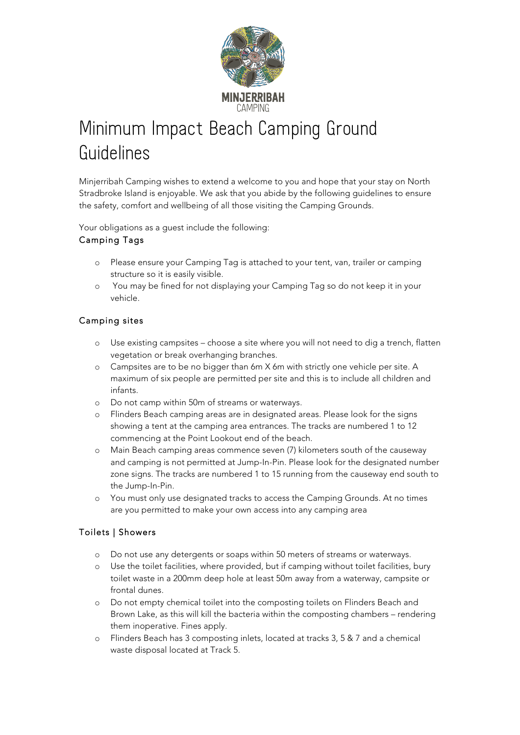# Minimum Impact Beach Camping Ground Guidelines

Minjerribah Camping wishes to extend a welcome to you and hope that your stay on North Stradbroke Island is enjoyable. We ask that you abide by the following guidelines to ensure the safety, comfort and wellbeing of all those visiting the Camping Grounds.

Your obligations as a guest include the following:

## Camping Tags

- Please ensure your Camping Tag is attached to your tent, van, trailer or camping structure so it is easily visible.
- You may be fined for not displaying your Camping Tag so do not keep it in your vehicle.

## Camping sites

- Use existing campsites – choose a site where you will not need to dig a trench, flatten vegetation or break overhanging branches.
- Campsites are to be no bigger than 6m X 6m with strictly one vehicle per site. A maximum of six people are permitted per site and this is to include all children and infants.
- Do not camp within 50m of streams or waterways.
- Flinders Beach camping areas are in designated areas. Please look for the signs showing a tent at the camping area entrances. The tracks are numbered 1 to 12 commencing at the Point Lookout end of the beach.
- Main Beach camping areas commence seven (7) kilometers south of the causeway and camping is not permitted at Jump-In-Pin. Please look for the designated number zone signs. The tracks are numbered 1 to 15 running from the causeway end south to the Jump-In-Pin.
- You must only use designated tracks to access the Camping Grounds. At no times are you permitted to make your own access into any camping area

## Toilets | Showers

- Do not use any detergents or soaps within 50 meters of streams or waterways.
- Use the toilet facilities, where provided, but if camping without toilet facilities, bury toilet waste in a 200mm deep hole at least 50m away from a waterway, campsite or frontal dunes.
- Do not empty chemical toilet into the composting toilets on Flinders Beach and Brown Lake, as this will kill the bacteria within the composting chambers – rendering them inoperative. Fines apply.
- Flinders Beach has 3 composting inlets, located at tracks 3, 5 & 7 and a chemical waste disposal located at Track 5.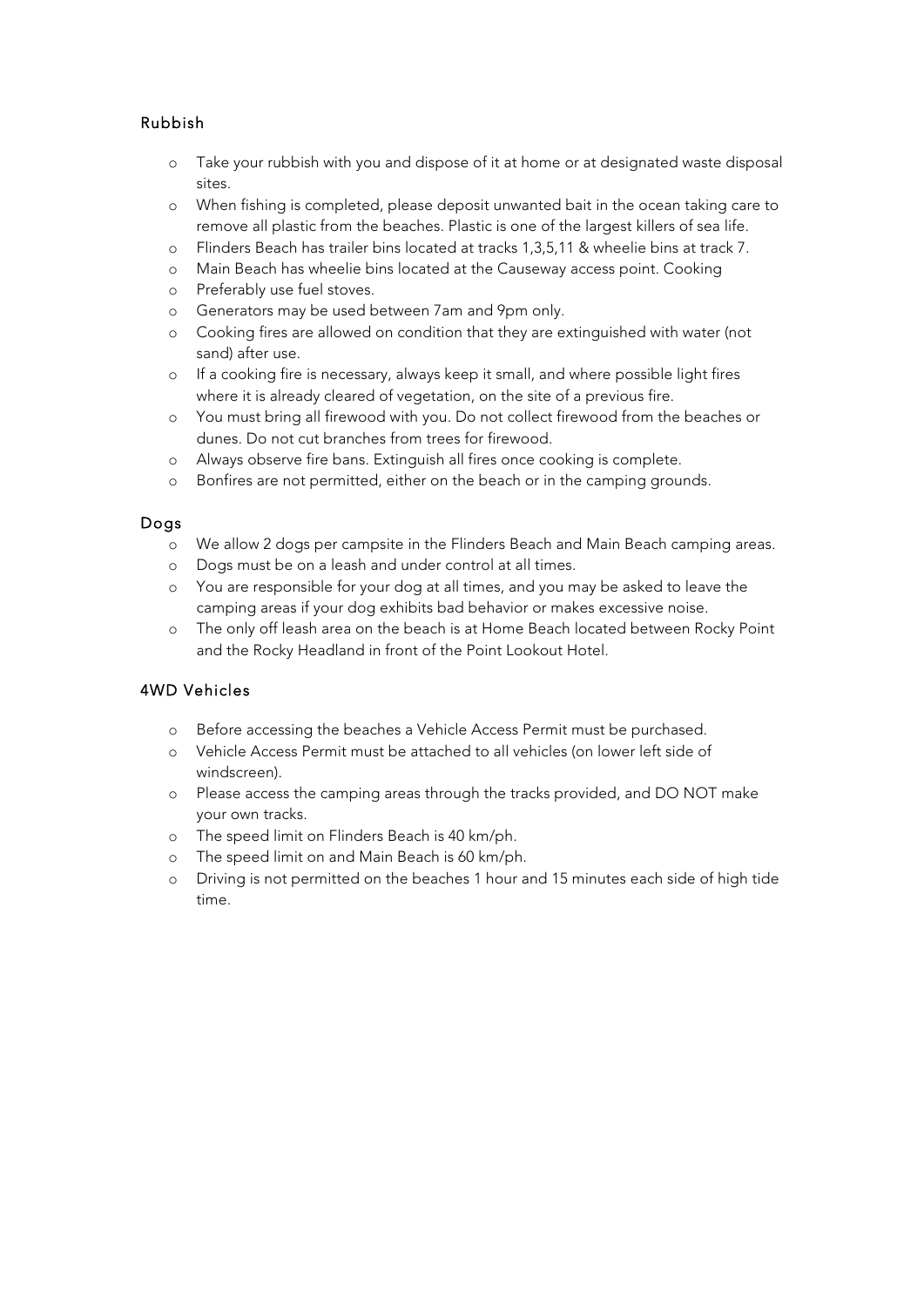## Rubbish

- Take your rubbish with you and dispose of it at home or at designated waste disposal sites.
- When fishing is completed, please deposit unwanted bait in the ocean taking care to remove all plastic from the beaches. Plastic is one of the largest killers of sea life.
- Flinders Beach has trailer bins located at tracks 1,3,5,11 & wheelie bins at track 7.
- Main Beach has wheelie bins located at the Causeway access point. Cooking
- Preferably use fuel stoves.
- Generators may be used between 7am and 9pm only.
- Cooking fires are allowed on condition that they are extinguished with water (not sand) after use.
- If a cooking fire is necessary, always keep it small, and where possible light fires where it is already cleared of vegetation, on the site of a previous fire.
- You must bring all firewood with you. Do not collect firewood from the beaches or dunes. Do not cut branches from trees for firewood.
- Always observe fire bans. Extinguish all fires once cooking is complete.
- Bonfires are not permitted, either on the beach or in the camping grounds.

## Dogs

- We allow 2 dogs per campsite in the Flinders Beach and Main Beach camping areas.
- Dogs must be on a leash and under control at all times.
- You are responsible for your dog at all times, and you may be asked to leave the camping areas if your dog exhibits bad behavior or makes excessive noise.
- The only off leash area on the beach is at Home Beach located between Rocky Point and the Rocky Headland in front of the Point Lookout Hotel.

## 4WD Vehicles

- Before accessing the beaches a Vehicle Access Permit must be purchased.
- Vehicle Access Permit must be attached to all vehicles (on lower left side of windscreen).
- Please access the camping areas through the tracks provided, and DO NOT make your own tracks.
- The speed limit on Flinders Beach is 40 km/ph.
- The speed limit on and Main Beach is 60 km/ph.
- Driving is not permitted on the beaches 1 hour and 15 minutes each side of high tide time.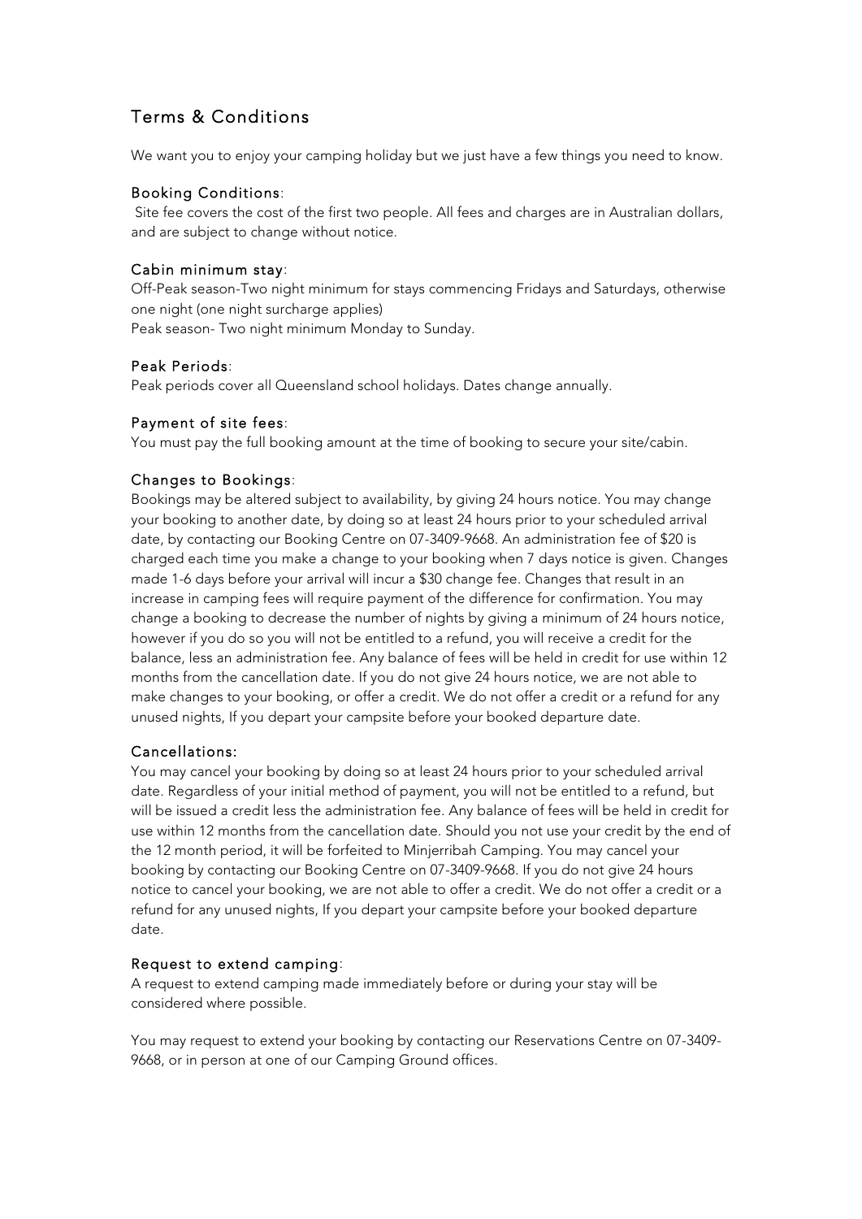# Terms & Conditions

We want you to enjoy your camping holiday but we just have a few things you need to know.

### Booking Conditions:

Site fee covers the cost of the first two people. All fees and charges are in Australian dollars, and are subject to change without notice.

### Cabin minimum stay:

Off-Peak season-Two night minimum for stays commencing Fridays and Saturdays, otherwise one night (one night surcharge applies)
Peak season- Two night minimum Monday to Sunday.

### Peak Periods:

Peak periods cover all Queensland school holidays. Dates change annually.

### Payment of site fees:

You must pay the full booking amount at the time of booking to secure your site/cabin.

### Changes to Bookings:

Bookings may be altered subject to availability, by giving 24 hours notice. You may change your booking to another date, by doing so at least 24 hours prior to your scheduled arrival date, by contacting our Booking Centre on 07-3409-9668. An administration fee of $20 is charged each time you make a change to your booking when 7 days notice is given. Changes made 1-6 days before your arrival will incur a $30 change fee. Changes that result in an increase in camping fees will require payment of the difference for confirmation. You may change a booking to decrease the number of nights by giving a minimum of 24 hours notice, however if you do so you will not be entitled to a refund, you will receive a credit for the balance, less an administration fee. Any balance of fees will be held in credit for use within 12 months from the cancellation date. If you do not give 24 hours notice, we are not able to make changes to your booking, or offer a credit. We do not offer a credit or a refund for any unused nights, If you depart your campsite before your booked departure date.

### Cancellations:

You may cancel your booking by doing so at least 24 hours prior to your scheduled arrival date. Regardless of your initial method of payment, you will not be entitled to a refund, but will be issued a credit less the administration fee. Any balance of fees will be held in credit for use within 12 months from the cancellation date. Should you not use your credit by the end of the 12 month period, it will be forfeited to Minjerribah Camping. You may cancel your booking by contacting our Booking Centre on 07-3409-9668. If you do not give 24 hours notice to cancel your booking, we are not able to offer a credit. We do not offer a credit or a refund for any unused nights, If you depart your campsite before your booked departure date.

### Request to extend camping:

A request to extend camping made immediately before or during your stay will be considered where possible.

You may request to extend your booking by contacting our Reservations Centre on 07-3409-9668, or in person at one of our Camping Ground offices.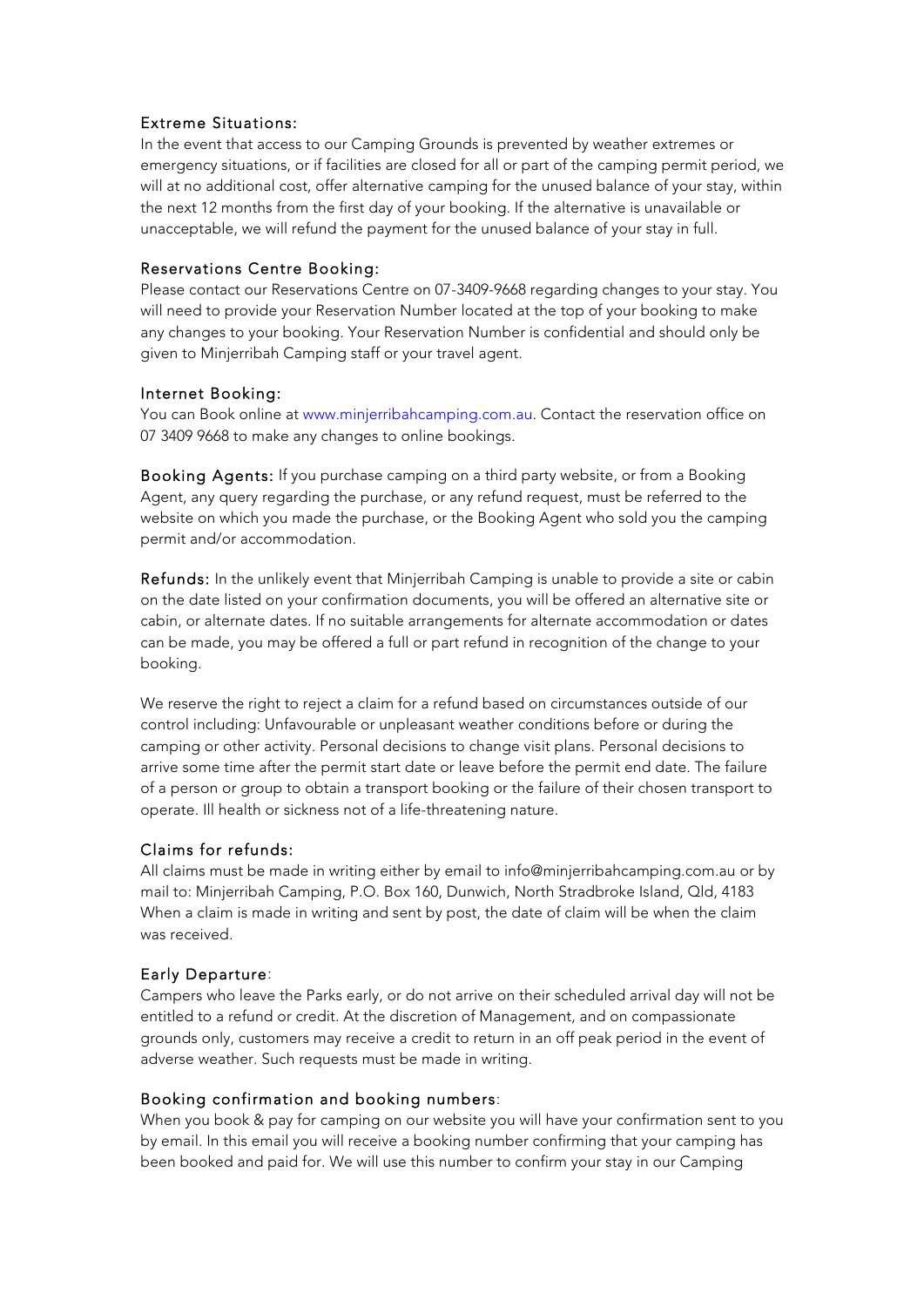### Extreme Situations:

In the event that access to our Camping Grounds is prevented by weather extremes or emergency situations, or if facilities are closed for all or part of the camping permit period, we will at no additional cost, offer alternative camping for the unused balance of your stay, within the next 12 months from the first day of your booking. If the alternative is unavailable or unacceptable, we will refund the payment for the unused balance of your stay in full.

### Reservations Centre Booking:

Please contact our Reservations Centre on 07-3409-9668 regarding changes to your stay. You will need to provide your Reservation Number located at the top of your booking to make any changes to your booking. Your Reservation Number is confidential and should only be given to Minjerribah Camping staff or your travel agent.

### Internet Booking:

You can Book online at www.minjerribahcamping.com.au. Contact the reservation office on 07 3409 9668 to make any changes to online bookings.

**Booking Agents:** If you purchase camping on a third party website, or from a Booking Agent, any query regarding the purchase, or any refund request, must be referred to the website on which you made the purchase, or the Booking Agent who sold you the camping permit and/or accommodation.

**Refunds:** In the unlikely event that Minjerribah Camping is unable to provide a site or cabin on the date listed on your confirmation documents, you will be offered an alternative site or cabin, or alternate dates. If no suitable arrangements for alternate accommodation or dates can be made, you may be offered a full or part refund in recognition of the change to your booking.

We reserve the right to reject a claim for a refund based on circumstances outside of our control including: Unfavourable or unpleasant weather conditions before or during the camping or other activity. Personal decisions to change visit plans. Personal decisions to arrive some time after the permit start date or leave before the permit end date. The failure of a person or group to obtain a transport booking or the failure of their chosen transport to operate. Ill health or sickness not of a life-threatening nature.

### Claims for refunds:

All claims must be made in writing either by email to info@minjerribahcamping.com.au or by mail to: Minjerribah Camping, P.O. Box 160, Dunwich, North Stradbroke Island, Qld, 4183
When a claim is made in writing and sent by post, the date of claim will be when the claim was received.

### Early Departure:

Campers who leave the Parks early, or do not arrive on their scheduled arrival day will not be entitled to a refund or credit. At the discretion of Management, and on compassionate grounds only, customers may receive a credit to return in an off peak period in the event of adverse weather. Such requests must be made in writing.

### Booking confirmation and booking numbers:

When you book & pay for camping on our website you will have your confirmation sent to you by email. In this email you will receive a booking number confirming that your camping has been booked and paid for. We will use this number to confirm your stay in our Camping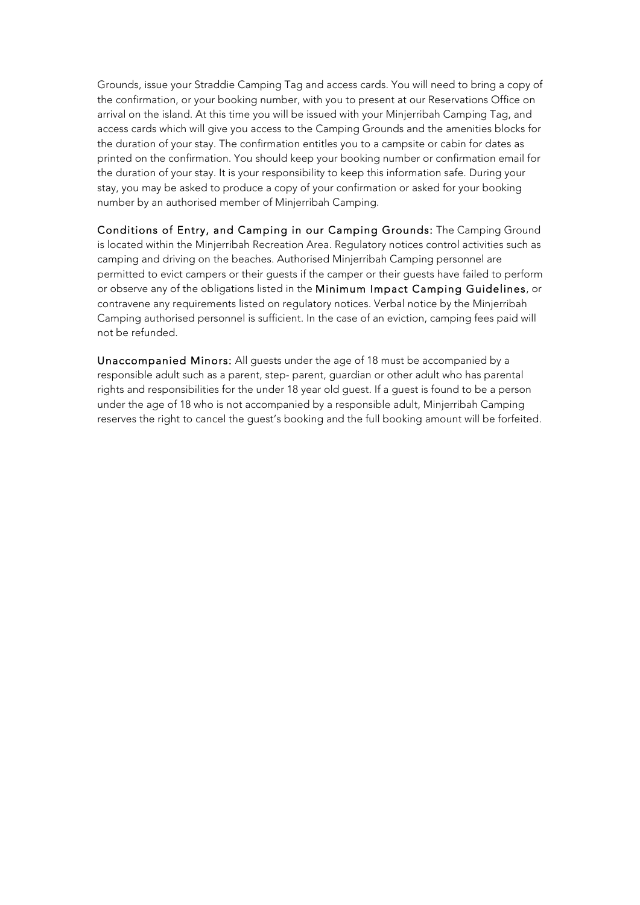Grounds, issue your Straddie Camping Tag and access cards. You will need to bring a copy of the confirmation, or your booking number, with you to present at our Reservations Office on arrival on the island. At this time you will be issued with your Minjerribah Camping Tag, and access cards which will give you access to the Camping Grounds and the amenities blocks for the duration of your stay. The confirmation entitles you to a campsite or cabin for dates as printed on the confirmation. You should keep your booking number or confirmation email for the duration of your stay. It is your responsibility to keep this information safe. During your stay, you may be asked to produce a copy of your confirmation or asked for your booking number by an authorised member of Minjerribah Camping.

**Conditions of Entry, and Camping in our Camping Grounds:** The Camping Ground is located within the Minjerribah Recreation Area. Regulatory notices control activities such as camping and driving on the beaches. Authorised Minjerribah Camping personnel are permitted to evict campers or their guests if the camper or their guests have failed to perform or observe any of the obligations listed in the **Minimum Impact Camping Guidelines**, or contravene any requirements listed on regulatory notices. Verbal notice by the Minjerribah Camping authorised personnel is sufficient. In the case of an eviction, camping fees paid will not be refunded.

**Unaccompanied Minors:** All guests under the age of 18 must be accompanied by a responsible adult such as a parent, step- parent, guardian or other adult who has parental rights and responsibilities for the under 18 year old guest. If a guest is found to be a person under the age of 18 who is not accompanied by a responsible adult, Minjerribah Camping reserves the right to cancel the guest's booking and the full booking amount will be forfeited.